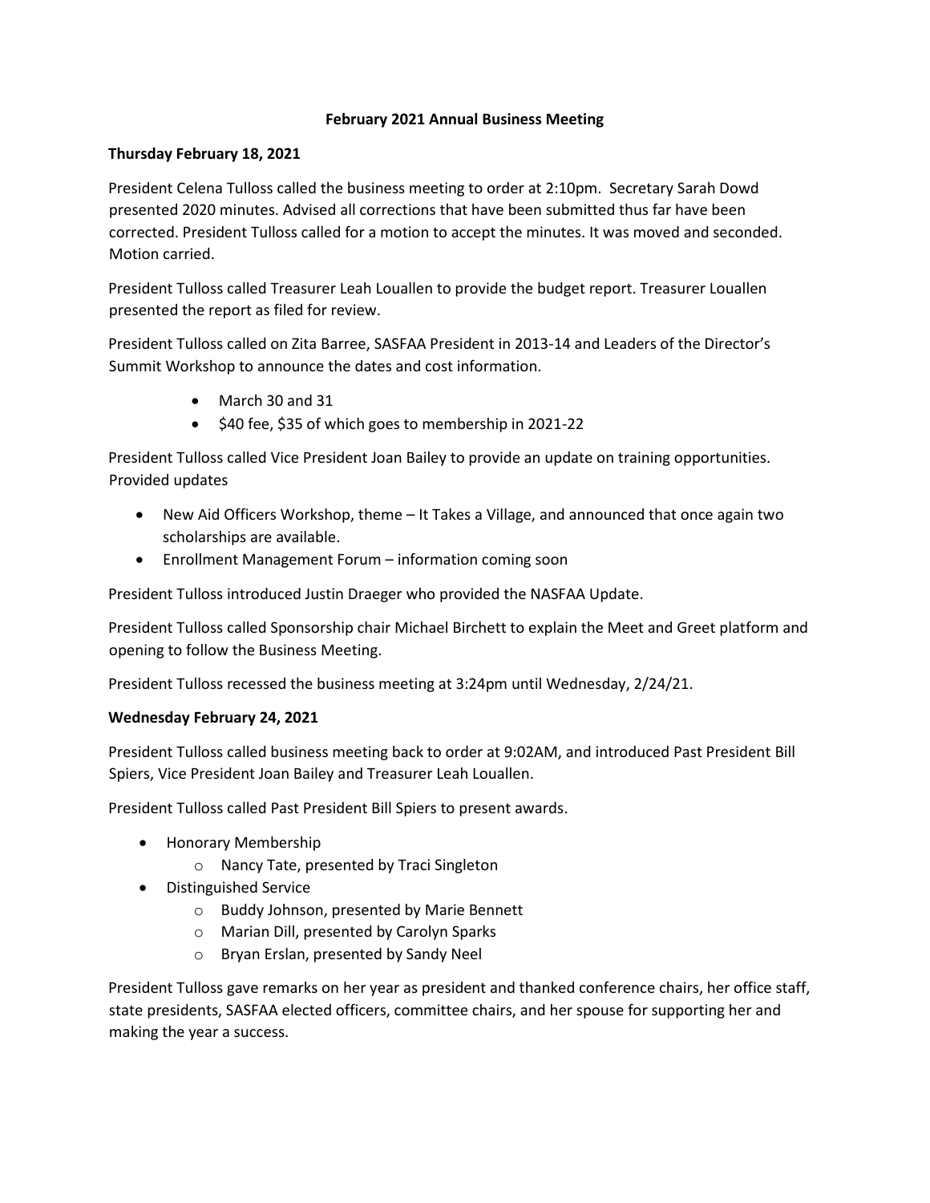# February 2021 Annual Business Meeting

**Thursday February 18, 2021**

President Celena Tulloss called the business meeting to order at 2:10pm. Secretary Sarah Dowd presented 2020 minutes. Advised all corrections that have been submitted thus far have been corrected. President Tulloss called for a motion to accept the minutes. It was moved and seconded. Motion carried.

President Tulloss called Treasurer Leah Louallen to provide the budget report. Treasurer Louallen presented the report as filed for review.

President Tulloss called on Zita Barree, SASFAA President in 2013-14 and Leaders of the Director's Summit Workshop to announce the dates and cost information.

- March 30 and 31
- $40 fee, $35 of which goes to membership in 2021-22

President Tulloss called Vice President Joan Bailey to provide an update on training opportunities. Provided updates

- New Aid Officers Workshop, theme – It Takes a Village, and announced that once again two scholarships are available.
- Enrollment Management Forum – information coming soon

President Tulloss introduced Justin Draeger who provided the NASFAA Update.

President Tulloss called Sponsorship chair Michael Birchett to explain the Meet and Greet platform and opening to follow the Business Meeting.

President Tulloss recessed the business meeting at 3:24pm until Wednesday, 2/24/21.

**Wednesday February 24, 2021**

President Tulloss called business meeting back to order at 9:02AM, and introduced Past President Bill Spiers, Vice President Joan Bailey and Treasurer Leah Louallen.

President Tulloss called Past President Bill Spiers to present awards.

- Honorary Membership
  - Nancy Tate, presented by Traci Singleton
- Distinguished Service
  - Buddy Johnson, presented by Marie Bennett
  - Marian Dill, presented by Carolyn Sparks
  - Bryan Erslan, presented by Sandy Neel

President Tulloss gave remarks on her year as president and thanked conference chairs, her office staff, state presidents, SASFAA elected officers, committee chairs, and her spouse for supporting her and making the year a success.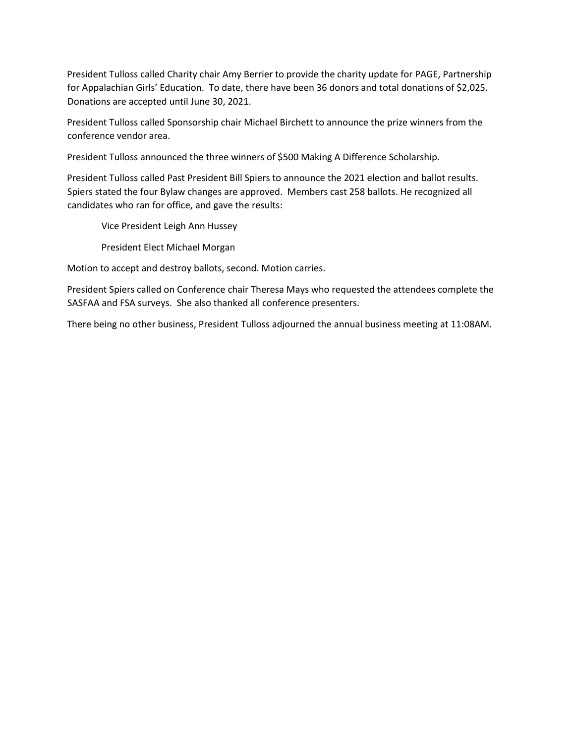President Tulloss called Charity chair Amy Berrier to provide the charity update for PAGE, Partnership for Appalachian Girls' Education. To date, there have been 36 donors and total donations of $2,025. Donations are accepted until June 30, 2021.

President Tulloss called Sponsorship chair Michael Birchett to announce the prize winners from the conference vendor area.

President Tulloss announced the three winners of $500 Making A Difference Scholarship.

President Tulloss called Past President Bill Spiers to announce the 2021 election and ballot results. Spiers stated the four Bylaw changes are approved. Members cast 258 ballots. He recognized all candidates who ran for office, and gave the results:

Vice President Leigh Ann Hussey

President Elect Michael Morgan

Motion to accept and destroy ballots, second. Motion carries.

President Spiers called on Conference chair Theresa Mays who requested the attendees complete the SASFAA and FSA surveys. She also thanked all conference presenters.

There being no other business, President Tulloss adjourned the annual business meeting at 11:08AM.